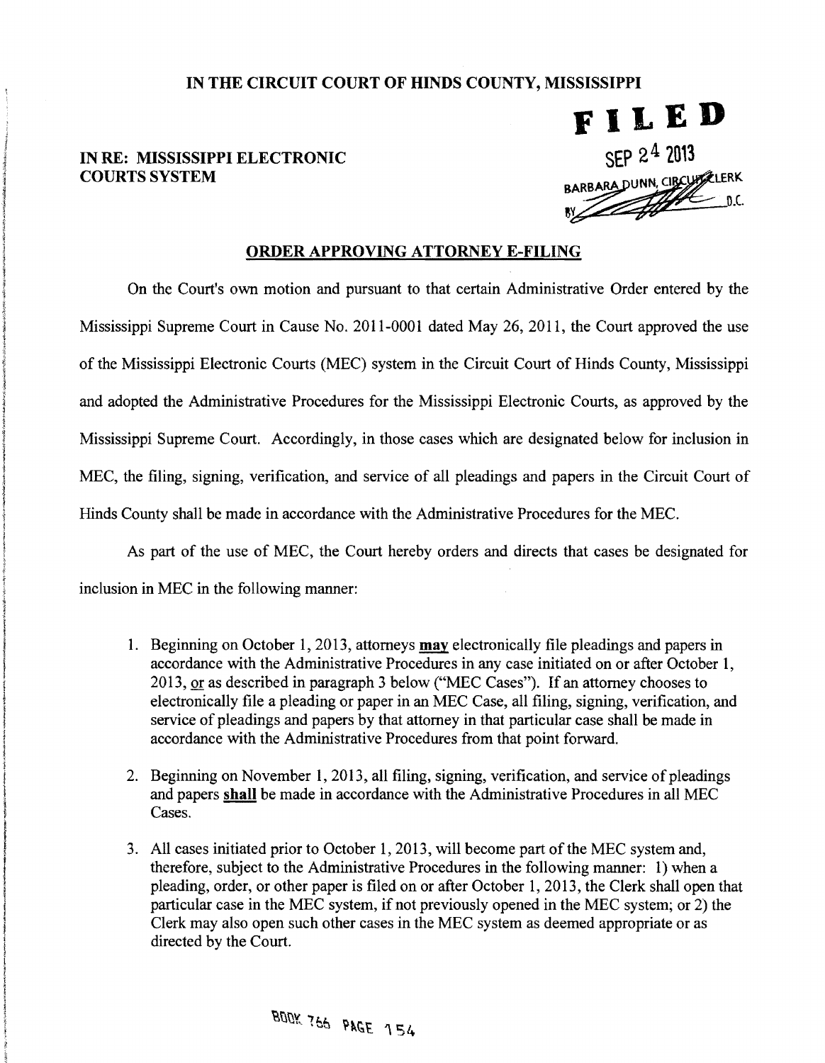# IN THE CIRCUIT COURT OF HINDS COUNTY, MISSISSIPPI

**IN RE: MISSISSIPPI ELECTRONIC COURTS SYSTEM**

**FILED**
SEP 24 2013
BARBARA DUNN, CIRCUIT CLERK
BY ________ D.C.

## ORDER APPROVING ATTORNEY E-FILING

On the Court's own motion and pursuant to that certain Administrative Order entered by the Mississippi Supreme Court in Cause No. 2011-0001 dated May 26, 2011, the Court approved the use of the Mississippi Electronic Courts (MEC) system in the Circuit Court of Hinds County, Mississippi and adopted the Administrative Procedures for the Mississippi Electronic Courts, as approved by the Mississippi Supreme Court. Accordingly, in those cases which are designated below for inclusion in MEC, the filing, signing, verification, and service of all pleadings and papers in the Circuit Court of Hinds County shall be made in accordance with the Administrative Procedures for the MEC.

As part of the use of MEC, the Court hereby orders and directs that cases be designated for inclusion in MEC in the following manner:

1. Beginning on October 1, 2013, attorneys **may** electronically file pleadings and papers in accordance with the Administrative Procedures in any case initiated on or after October 1, 2013, or as described in paragraph 3 below ("MEC Cases"). If an attorney chooses to electronically file a pleading or paper in an MEC Case, all filing, signing, verification, and service of pleadings and papers by that attorney in that particular case shall be made in accordance with the Administrative Procedures from that point forward.

2. Beginning on November 1, 2013, all filing, signing, verification, and service of pleadings and papers **shall** be made in accordance with the Administrative Procedures in all MEC Cases.

3. All cases initiated prior to October 1, 2013, will become part of the MEC system and, therefore, subject to the Administrative Procedures in the following manner: 1) when a pleading, order, or other paper is filed on or after October 1, 2013, the Clerk shall open that particular case in the MEC system, if not previously opened in the MEC system; or 2) the Clerk may also open such other cases in the MEC system as deemed appropriate or as directed by the Court.

BOOK 766 PAGE 154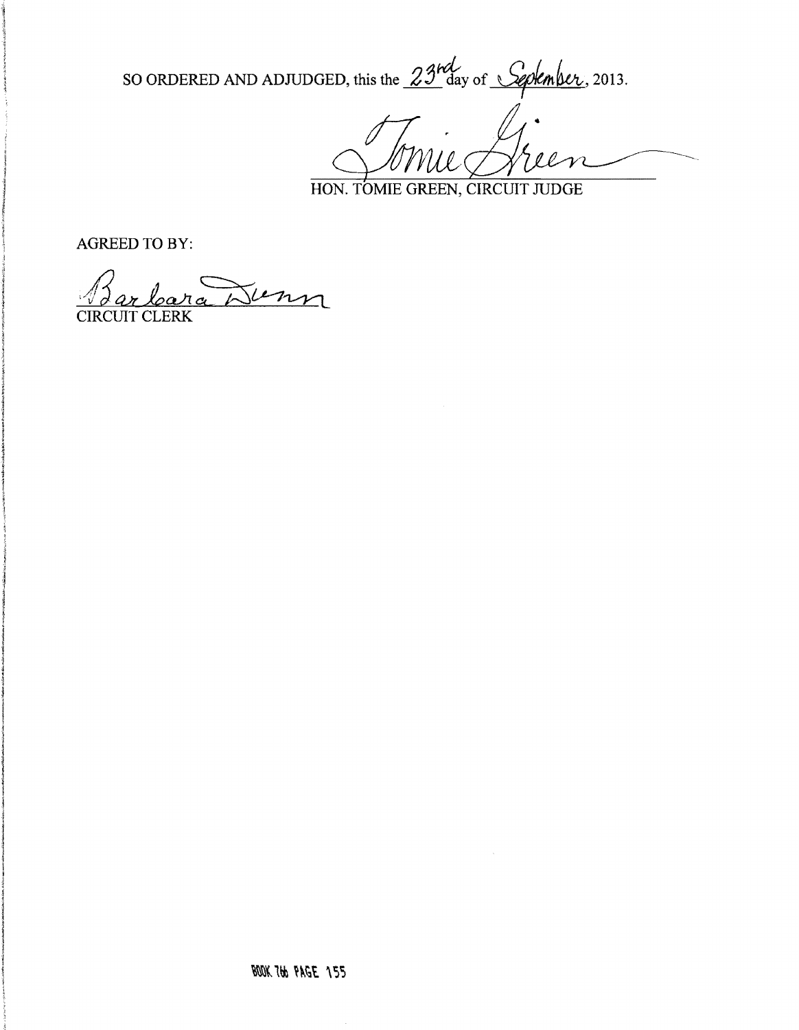SO ORDERED AND ADJUDGED, this the 23rd day of September, 2013.

Tomie Green

HON. TOMIE GREEN, CIRCUIT JUDGE

AGREED TO BY:

Barbara Dunn

CIRCUIT CLERK

BOOK 766 PAGE 155